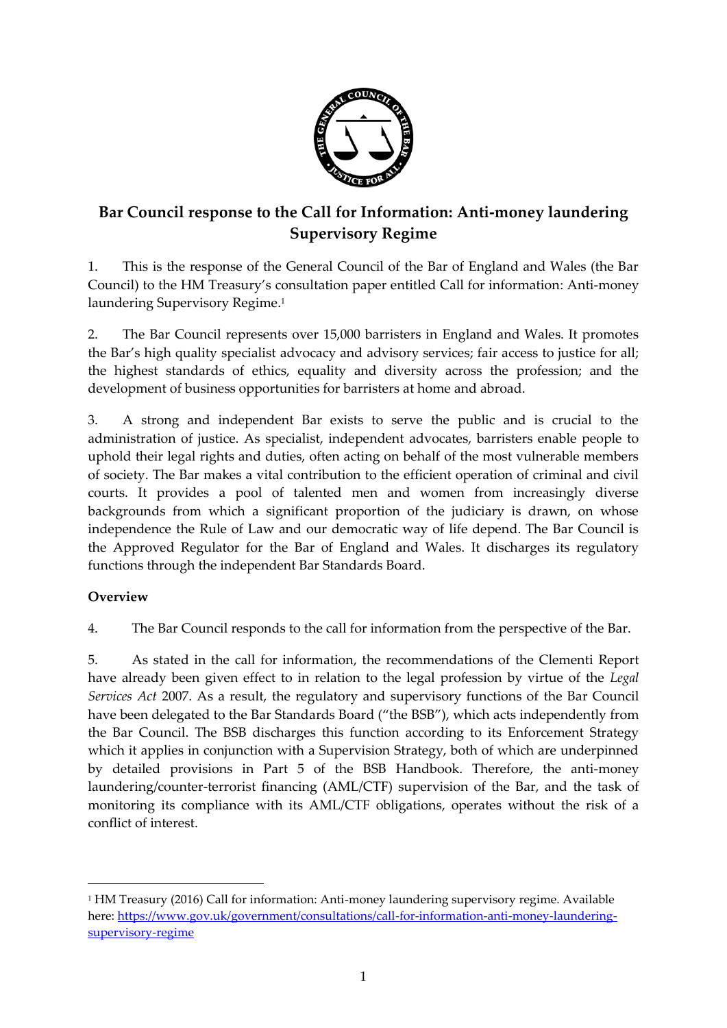# Bar Council response to the Call for Information: Anti-money laundering Supervisory Regime

1. This is the response of the General Council of the Bar of England and Wales (the Bar Council) to the HM Treasury's consultation paper entitled Call for information: Anti-money laundering Supervisory Regime.[1]

2. The Bar Council represents over 15,000 barristers in England and Wales. It promotes the Bar's high quality specialist advocacy and advisory services; fair access to justice for all; the highest standards of ethics, equality and diversity across the profession; and the development of business opportunities for barristers at home and abroad.

3. A strong and independent Bar exists to serve the public and is crucial to the administration of justice. As specialist, independent advocates, barristers enable people to uphold their legal rights and duties, often acting on behalf of the most vulnerable members of society. The Bar makes a vital contribution to the efficient operation of criminal and civil courts. It provides a pool of talented men and women from increasingly diverse backgrounds from which a significant proportion of the judiciary is drawn, on whose independence the Rule of Law and our democratic way of life depend. The Bar Council is the Approved Regulator for the Bar of England and Wales. It discharges its regulatory functions through the independent Bar Standards Board.

**Overview**

4. The Bar Council responds to the call for information from the perspective of the Bar.

5. As stated in the call for information, the recommendations of the Clementi Report have already been given effect to in relation to the legal profession by virtue of the *Legal Services Act* 2007. As a result, the regulatory and supervisory functions of the Bar Council have been delegated to the Bar Standards Board ("the BSB"), which acts independently from the Bar Council. The BSB discharges this function according to its Enforcement Strategy which it applies in conjunction with a Supervision Strategy, both of which are underpinned by detailed provisions in Part 5 of the BSB Handbook. Therefore, the anti-money laundering/counter-terrorist financing (AML/CTF) supervision of the Bar, and the task of monitoring its compliance with its AML/CTF obligations, operates without the risk of a conflict of interest.

---

[1] HM Treasury (2016) Call for information: Anti-money laundering supervisory regime. Available here: https://www.gov.uk/government/consultations/call-for-information-anti-money-laundering-supervisory-regime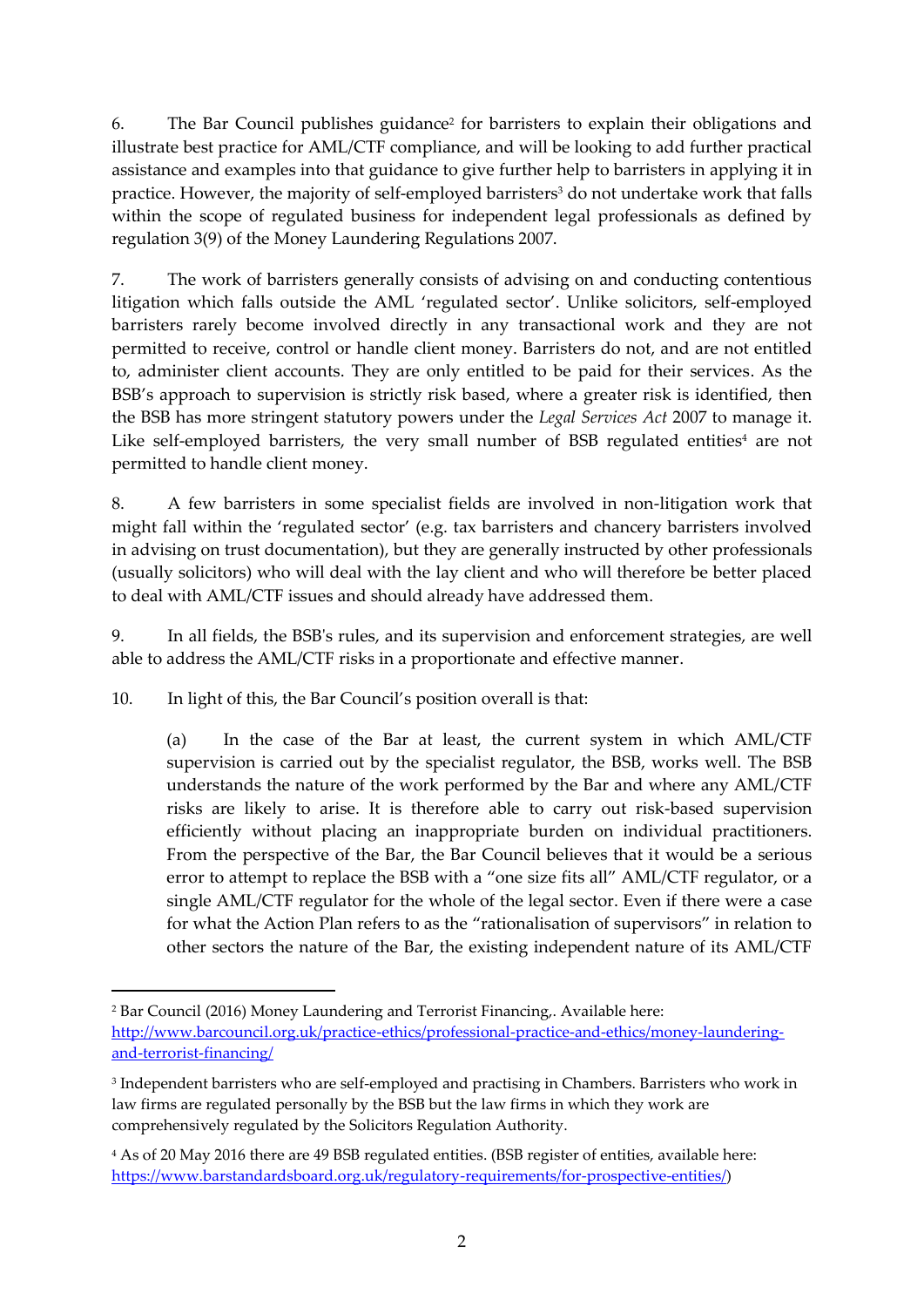6. The Bar Council publishes guidance[2] for barristers to explain their obligations and illustrate best practice for AML/CTF compliance, and will be looking to add further practical assistance and examples into that guidance to give further help to barristers in applying it in practice. However, the majority of self-employed barristers[3] do not undertake work that falls within the scope of regulated business for independent legal professionals as defined by regulation 3(9) of the Money Laundering Regulations 2007.

7. The work of barristers generally consists of advising on and conducting contentious litigation which falls outside the AML 'regulated sector'. Unlike solicitors, self-employed barristers rarely become involved directly in any transactional work and they are not permitted to receive, control or handle client money. Barristers do not, and are not entitled to, administer client accounts. They are only entitled to be paid for their services. As the BSB's approach to supervision is strictly risk based, where a greater risk is identified, then the BSB has more stringent statutory powers under the *Legal Services Act* 2007 to manage it. Like self-employed barristers, the very small number of BSB regulated entities[4] are not permitted to handle client money.

8. A few barristers in some specialist fields are involved in non-litigation work that might fall within the 'regulated sector' (e.g. tax barristers and chancery barristers involved in advising on trust documentation), but they are generally instructed by other professionals (usually solicitors) who will deal with the lay client and who will therefore be better placed to deal with AML/CTF issues and should already have addressed them.

9. In all fields, the BSB's rules, and its supervision and enforcement strategies, are well able to address the AML/CTF risks in a proportionate and effective manner.

10. In light of this, the Bar Council's position overall is that:

(a) In the case of the Bar at least, the current system in which AML/CTF supervision is carried out by the specialist regulator, the BSB, works well. The BSB understands the nature of the work performed by the Bar and where any AML/CTF risks are likely to arise. It is therefore able to carry out risk-based supervision efficiently without placing an inappropriate burden on individual practitioners. From the perspective of the Bar, the Bar Council believes that it would be a serious error to attempt to replace the BSB with a "one size fits all" AML/CTF regulator, or a single AML/CTF regulator for the whole of the legal sector. Even if there were a case for what the Action Plan refers to as the "rationalisation of supervisors" in relation to other sectors the nature of the Bar, the existing independent nature of its AML/CTF

---

[2] Bar Council (2016) Money Laundering and Terrorist Financing,. Available here: http://www.barcouncil.org.uk/practice-ethics/professional-practice-and-ethics/money-laundering-and-terrorist-financing/

[3] Independent barristers who are self-employed and practising in Chambers. Barristers who work in law firms are regulated personally by the BSB but the law firms in which they work are comprehensively regulated by the Solicitors Regulation Authority.

[4] As of 20 May 2016 there are 49 BSB regulated entities. (BSB register of entities, available here: https://www.barstandardsboard.org.uk/regulatory-requirements/for-prospective-entities/)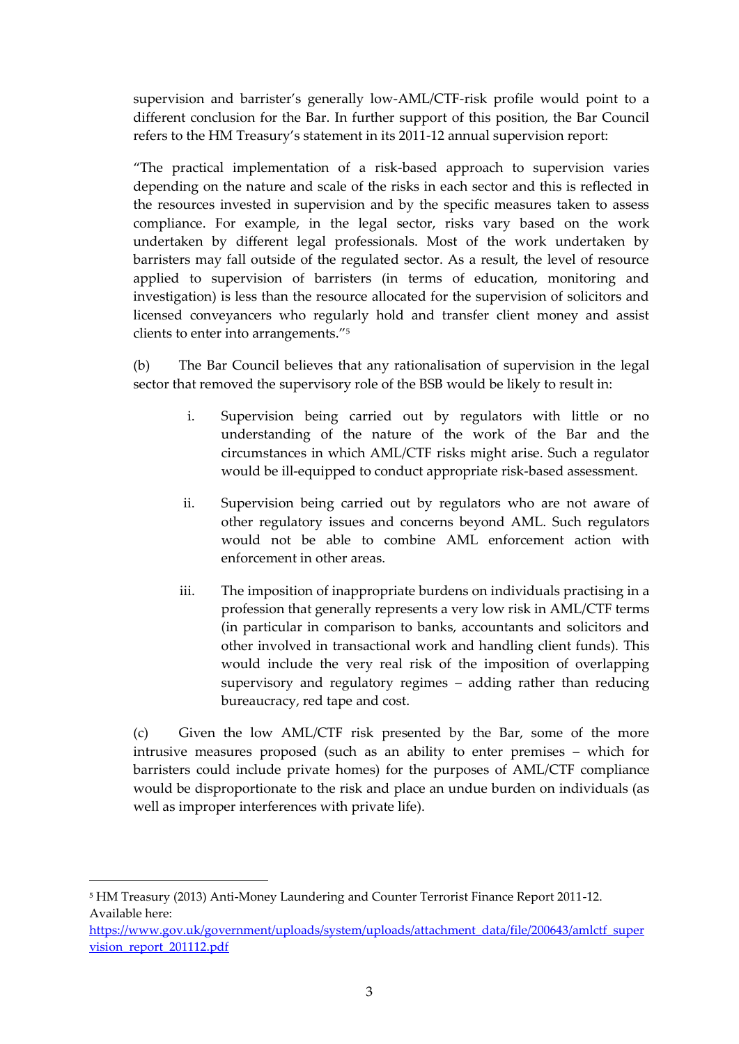supervision and barrister's generally low-AML/CTF-risk profile would point to a different conclusion for the Bar. In further support of this position, the Bar Council refers to the HM Treasury's statement in its 2011-12 annual supervision report:

"The practical implementation of a risk-based approach to supervision varies depending on the nature and scale of the risks in each sector and this is reflected in the resources invested in supervision and by the specific measures taken to assess compliance. For example, in the legal sector, risks vary based on the work undertaken by different legal professionals. Most of the work undertaken by barristers may fall outside of the regulated sector. As a result, the level of resource applied to supervision of barristers (in terms of education, monitoring and investigation) is less than the resource allocated for the supervision of solicitors and licensed conveyancers who regularly hold and transfer client money and assist clients to enter into arrangements."[5]

(b) The Bar Council believes that any rationalisation of supervision in the legal sector that removed the supervisory role of the BSB would be likely to result in:

i. Supervision being carried out by regulators with little or no understanding of the nature of the work of the Bar and the circumstances in which AML/CTF risks might arise. Such a regulator would be ill-equipped to conduct appropriate risk-based assessment.

ii. Supervision being carried out by regulators who are not aware of other regulatory issues and concerns beyond AML. Such regulators would not be able to combine AML enforcement action with enforcement in other areas.

iii. The imposition of inappropriate burdens on individuals practising in a profession that generally represents a very low risk in AML/CTF terms (in particular in comparison to banks, accountants and solicitors and other involved in transactional work and handling client funds). This would include the very real risk of the imposition of overlapping supervisory and regulatory regimes – adding rather than reducing bureaucracy, red tape and cost.

(c) Given the low AML/CTF risk presented by the Bar, some of the more intrusive measures proposed (such as an ability to enter premises – which for barristers could include private homes) for the purposes of AML/CTF compliance would be disproportionate to the risk and place an undue burden on individuals (as well as improper interferences with private life).

---

[5] HM Treasury (2013) Anti-Money Laundering and Counter Terrorist Finance Report 2011-12. Available here: https://www.gov.uk/government/uploads/system/uploads/attachment_data/file/200643/amlctf_supervision_report_201112.pdf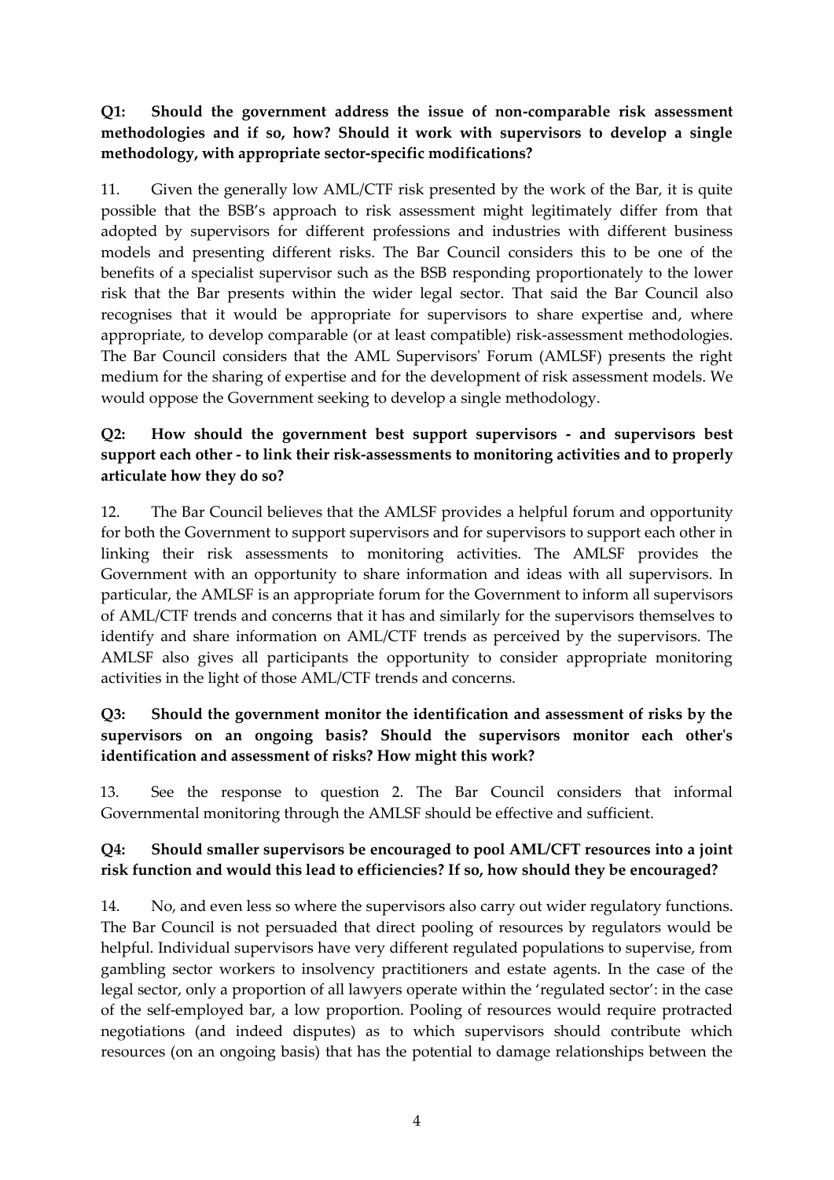**Q1: Should the government address the issue of non-comparable risk assessment methodologies and if so, how? Should it work with supervisors to develop a single methodology, with appropriate sector-specific modifications?**

11. Given the generally low AML/CTF risk presented by the work of the Bar, it is quite possible that the BSB's approach to risk assessment might legitimately differ from that adopted by supervisors for different professions and industries with different business models and presenting different risks. The Bar Council considers this to be one of the benefits of a specialist supervisor such as the BSB responding proportionately to the lower risk that the Bar presents within the wider legal sector. That said the Bar Council also recognises that it would be appropriate for supervisors to share expertise and, where appropriate, to develop comparable (or at least compatible) risk-assessment methodologies. The Bar Council considers that the AML Supervisors' Forum (AMLSF) presents the right medium for the sharing of expertise and for the development of risk assessment models. We would oppose the Government seeking to develop a single methodology.

**Q2: How should the government best support supervisors - and supervisors best support each other - to link their risk-assessments to monitoring activities and to properly articulate how they do so?**

12. The Bar Council believes that the AMLSF provides a helpful forum and opportunity for both the Government to support supervisors and for supervisors to support each other in linking their risk assessments to monitoring activities. The AMLSF provides the Government with an opportunity to share information and ideas with all supervisors. In particular, the AMLSF is an appropriate forum for the Government to inform all supervisors of AML/CTF trends and concerns that it has and similarly for the supervisors themselves to identify and share information on AML/CTF trends as perceived by the supervisors. The AMLSF also gives all participants the opportunity to consider appropriate monitoring activities in the light of those AML/CTF trends and concerns.

**Q3: Should the government monitor the identification and assessment of risks by the supervisors on an ongoing basis? Should the supervisors monitor each other's identification and assessment of risks? How might this work?**

13. See the response to question 2. The Bar Council considers that informal Governmental monitoring through the AMLSF should be effective and sufficient.

**Q4: Should smaller supervisors be encouraged to pool AML/CFT resources into a joint risk function and would this lead to efficiencies? If so, how should they be encouraged?**

14. No, and even less so where the supervisors also carry out wider regulatory functions. The Bar Council is not persuaded that direct pooling of resources by regulators would be helpful. Individual supervisors have very different regulated populations to supervise, from gambling sector workers to insolvency practitioners and estate agents. In the case of the legal sector, only a proportion of all lawyers operate within the 'regulated sector': in the case of the self-employed bar, a low proportion. Pooling of resources would require protracted negotiations (and indeed disputes) as to which supervisors should contribute which resources (on an ongoing basis) that has the potential to damage relationships between the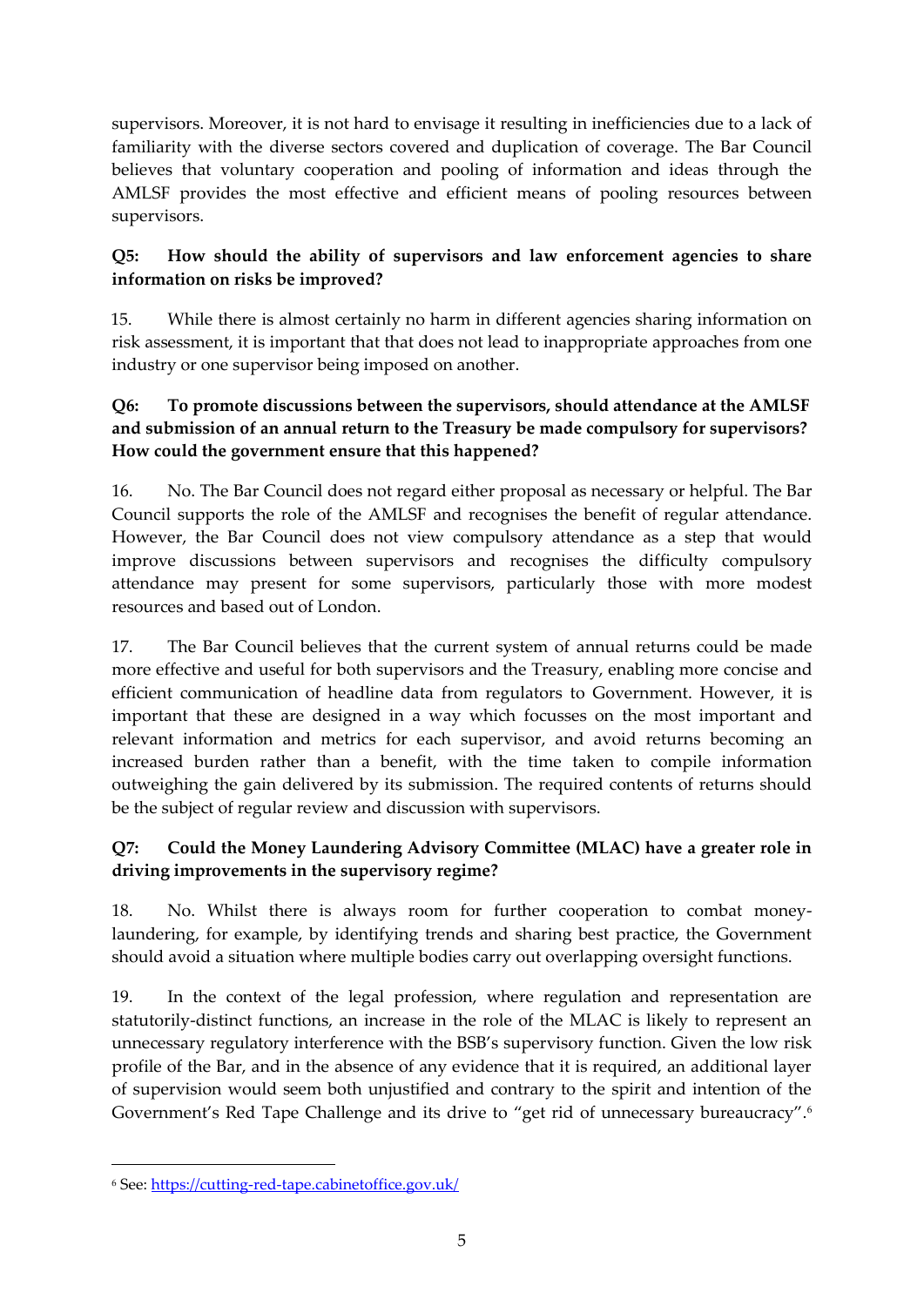supervisors. Moreover, it is not hard to envisage it resulting in inefficiencies due to a lack of familiarity with the diverse sectors covered and duplication of coverage. The Bar Council believes that voluntary cooperation and pooling of information and ideas through the AMLSF provides the most effective and efficient means of pooling resources between supervisors.

**Q5: How should the ability of supervisors and law enforcement agencies to share information on risks be improved?**

15. While there is almost certainly no harm in different agencies sharing information on risk assessment, it is important that that does not lead to inappropriate approaches from one industry or one supervisor being imposed on another.

**Q6: To promote discussions between the supervisors, should attendance at the AMLSF and submission of an annual return to the Treasury be made compulsory for supervisors? How could the government ensure that this happened?**

16. No. The Bar Council does not regard either proposal as necessary or helpful. The Bar Council supports the role of the AMLSF and recognises the benefit of regular attendance. However, the Bar Council does not view compulsory attendance as a step that would improve discussions between supervisors and recognises the difficulty compulsory attendance may present for some supervisors, particularly those with more modest resources and based out of London.

17. The Bar Council believes that the current system of annual returns could be made more effective and useful for both supervisors and the Treasury, enabling more concise and efficient communication of headline data from regulators to Government. However, it is important that these are designed in a way which focusses on the most important and relevant information and metrics for each supervisor, and avoid returns becoming an increased burden rather than a benefit, with the time taken to compile information outweighing the gain delivered by its submission. The required contents of returns should be the subject of regular review and discussion with supervisors.

**Q7: Could the Money Laundering Advisory Committee (MLAC) have a greater role in driving improvements in the supervisory regime?**

18. No. Whilst there is always room for further cooperation to combat money-laundering, for example, by identifying trends and sharing best practice, the Government should avoid a situation where multiple bodies carry out overlapping oversight functions.

19. In the context of the legal profession, where regulation and representation are statutorily-distinct functions, an increase in the role of the MLAC is likely to represent an unnecessary regulatory interference with the BSB's supervisory function. Given the low risk profile of the Bar, and in the absence of any evidence that it is required, an additional layer of supervision would seem both unjustified and contrary to the spirit and intention of the Government's Red Tape Challenge and its drive to "get rid of unnecessary bureaucracy".[6]

---

[6] See: https://cutting-red-tape.cabinetoffice.gov.uk/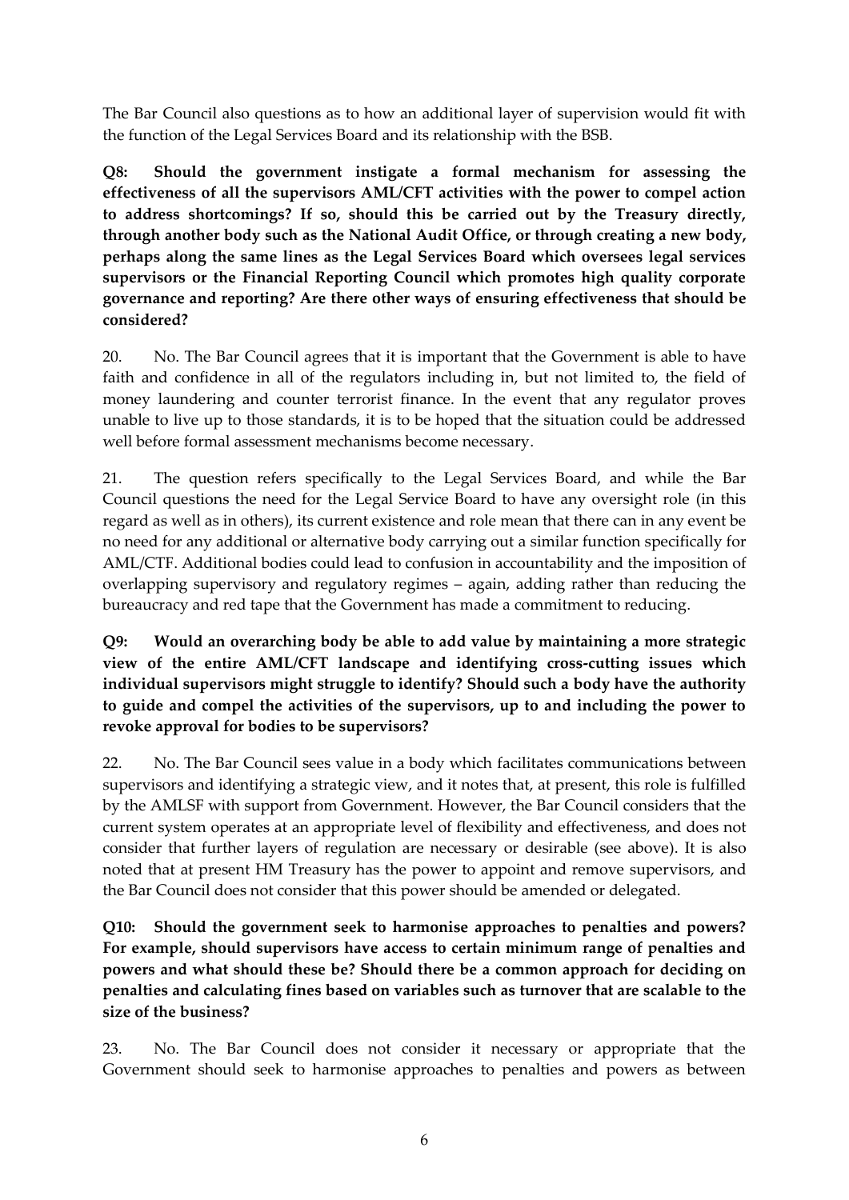The Bar Council also questions as to how an additional layer of supervision would fit with the function of the Legal Services Board and its relationship with the BSB.

**Q8: Should the government instigate a formal mechanism for assessing the effectiveness of all the supervisors AML/CFT activities with the power to compel action to address shortcomings? If so, should this be carried out by the Treasury directly, through another body such as the National Audit Office, or through creating a new body, perhaps along the same lines as the Legal Services Board which oversees legal services supervisors or the Financial Reporting Council which promotes high quality corporate governance and reporting? Are there other ways of ensuring effectiveness that should be considered?**

20. No. The Bar Council agrees that it is important that the Government is able to have faith and confidence in all of the regulators including in, but not limited to, the field of money laundering and counter terrorist finance. In the event that any regulator proves unable to live up to those standards, it is to be hoped that the situation could be addressed well before formal assessment mechanisms become necessary.

21. The question refers specifically to the Legal Services Board, and while the Bar Council questions the need for the Legal Service Board to have any oversight role (in this regard as well as in others), its current existence and role mean that there can in any event be no need for any additional or alternative body carrying out a similar function specifically for AML/CTF. Additional bodies could lead to confusion in accountability and the imposition of overlapping supervisory and regulatory regimes – again, adding rather than reducing the bureaucracy and red tape that the Government has made a commitment to reducing.

**Q9: Would an overarching body be able to add value by maintaining a more strategic view of the entire AML/CFT landscape and identifying cross-cutting issues which individual supervisors might struggle to identify? Should such a body have the authority to guide and compel the activities of the supervisors, up to and including the power to revoke approval for bodies to be supervisors?**

22. No. The Bar Council sees value in a body which facilitates communications between supervisors and identifying a strategic view, and it notes that, at present, this role is fulfilled by the AMLSF with support from Government. However, the Bar Council considers that the current system operates at an appropriate level of flexibility and effectiveness, and does not consider that further layers of regulation are necessary or desirable (see above). It is also noted that at present HM Treasury has the power to appoint and remove supervisors, and the Bar Council does not consider that this power should be amended or delegated.

**Q10: Should the government seek to harmonise approaches to penalties and powers? For example, should supervisors have access to certain minimum range of penalties and powers and what should these be? Should there be a common approach for deciding on penalties and calculating fines based on variables such as turnover that are scalable to the size of the business?**

23. No. The Bar Council does not consider it necessary or appropriate that the Government should seek to harmonise approaches to penalties and powers as between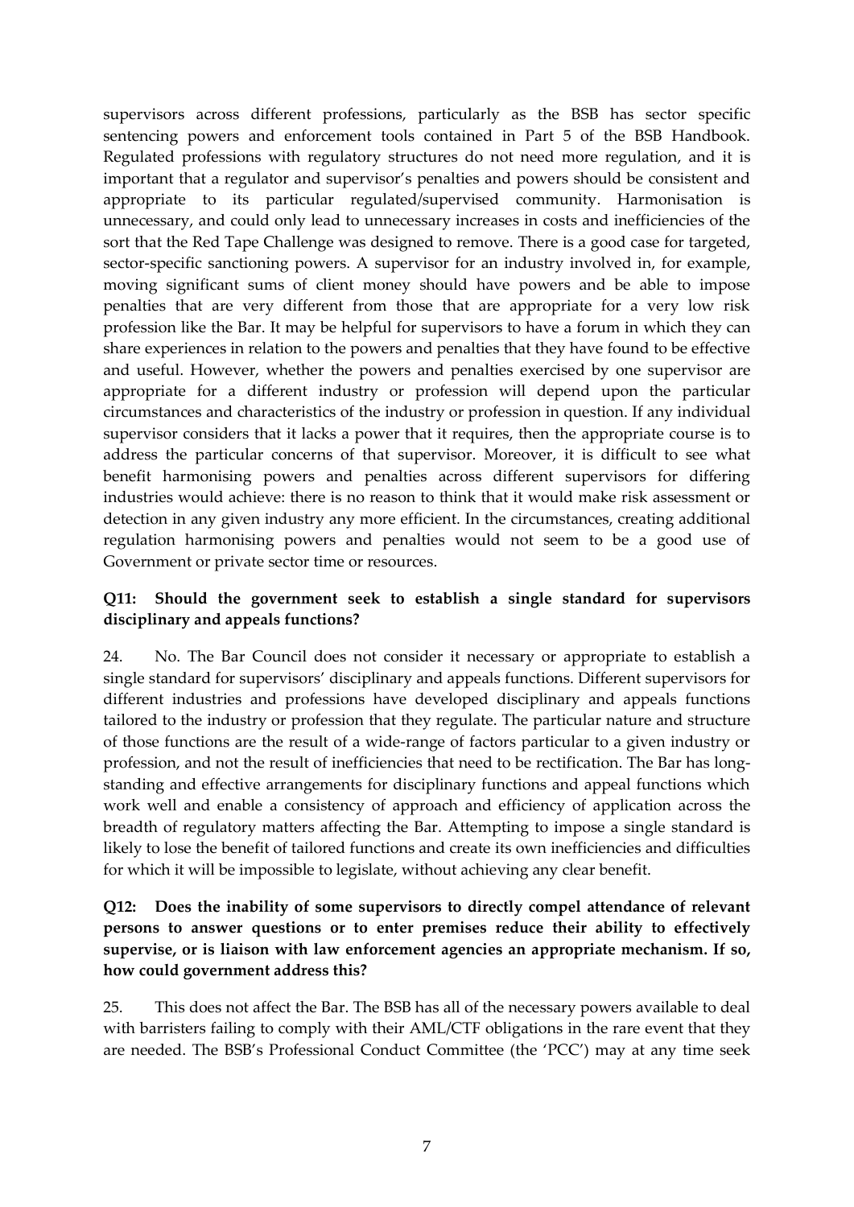supervisors across different professions, particularly as the BSB has sector specific sentencing powers and enforcement tools contained in Part 5 of the BSB Handbook. Regulated professions with regulatory structures do not need more regulation, and it is important that a regulator and supervisor's penalties and powers should be consistent and appropriate to its particular regulated/supervised community. Harmonisation is unnecessary, and could only lead to unnecessary increases in costs and inefficiencies of the sort that the Red Tape Challenge was designed to remove. There is a good case for targeted, sector-specific sanctioning powers. A supervisor for an industry involved in, for example, moving significant sums of client money should have powers and be able to impose penalties that are very different from those that are appropriate for a very low risk profession like the Bar. It may be helpful for supervisors to have a forum in which they can share experiences in relation to the powers and penalties that they have found to be effective and useful. However, whether the powers and penalties exercised by one supervisor are appropriate for a different industry or profession will depend upon the particular circumstances and characteristics of the industry or profession in question. If any individual supervisor considers that it lacks a power that it requires, then the appropriate course is to address the particular concerns of that supervisor. Moreover, it is difficult to see what benefit harmonising powers and penalties across different supervisors for differing industries would achieve: there is no reason to think that it would make risk assessment or detection in any given industry any more efficient. In the circumstances, creating additional regulation harmonising powers and penalties would not seem to be a good use of Government or private sector time or resources.

**Q11: Should the government seek to establish a single standard for supervisors disciplinary and appeals functions?**

24. No. The Bar Council does not consider it necessary or appropriate to establish a single standard for supervisors' disciplinary and appeals functions. Different supervisors for different industries and professions have developed disciplinary and appeals functions tailored to the industry or profession that they regulate. The particular nature and structure of those functions are the result of a wide-range of factors particular to a given industry or profession, and not the result of inefficiencies that need to be rectification. The Bar has long-standing and effective arrangements for disciplinary functions and appeal functions which work well and enable a consistency of approach and efficiency of application across the breadth of regulatory matters affecting the Bar. Attempting to impose a single standard is likely to lose the benefit of tailored functions and create its own inefficiencies and difficulties for which it will be impossible to legislate, without achieving any clear benefit.

**Q12: Does the inability of some supervisors to directly compel attendance of relevant persons to answer questions or to enter premises reduce their ability to effectively supervise, or is liaison with law enforcement agencies an appropriate mechanism. If so, how could government address this?**

25. This does not affect the Bar. The BSB has all of the necessary powers available to deal with barristers failing to comply with their AML/CTF obligations in the rare event that they are needed. The BSB's Professional Conduct Committee (the 'PCC') may at any time seek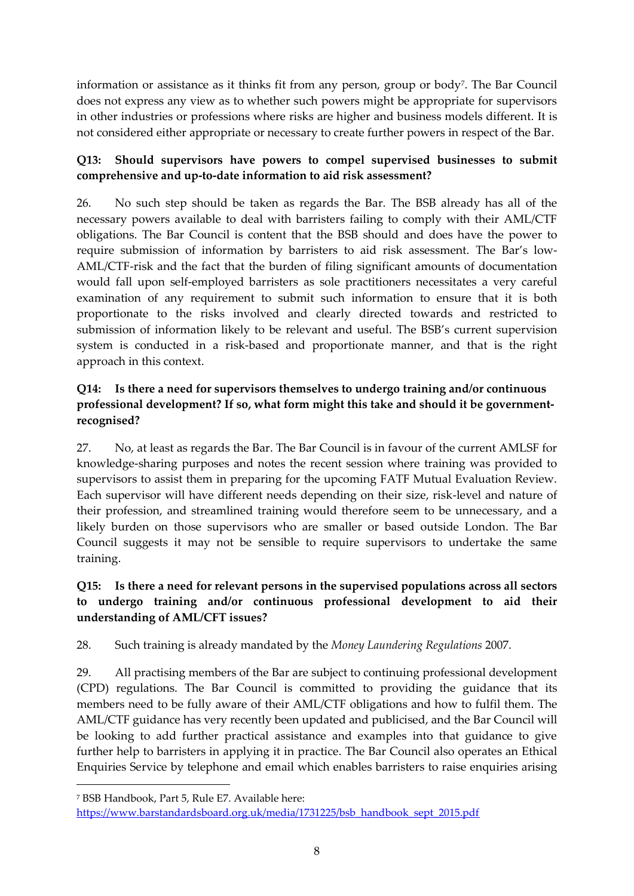information or assistance as it thinks fit from any person, group or body[7]. The Bar Council does not express any view as to whether such powers might be appropriate for supervisors in other industries or professions where risks are higher and business models different. It is not considered either appropriate or necessary to create further powers in respect of the Bar.

**Q13: Should supervisors have powers to compel supervised businesses to submit comprehensive and up-to-date information to aid risk assessment?**

26. No such step should be taken as regards the Bar. The BSB already has all of the necessary powers available to deal with barristers failing to comply with their AML/CTF obligations. The Bar Council is content that the BSB should and does have the power to require submission of information by barristers to aid risk assessment. The Bar's low-AML/CTF-risk and the fact that the burden of filing significant amounts of documentation would fall upon self-employed barristers as sole practitioners necessitates a very careful examination of any requirement to submit such information to ensure that it is both proportionate to the risks involved and clearly directed towards and restricted to submission of information likely to be relevant and useful. The BSB's current supervision system is conducted in a risk-based and proportionate manner, and that is the right approach in this context.

**Q14: Is there a need for supervisors themselves to undergo training and/or continuous professional development? If so, what form might this take and should it be government-recognised?**

27. No, at least as regards the Bar. The Bar Council is in favour of the current AMLSF for knowledge-sharing purposes and notes the recent session where training was provided to supervisors to assist them in preparing for the upcoming FATF Mutual Evaluation Review. Each supervisor will have different needs depending on their size, risk-level and nature of their profession, and streamlined training would therefore seem to be unnecessary, and a likely burden on those supervisors who are smaller or based outside London. The Bar Council suggests it may not be sensible to require supervisors to undertake the same training.

**Q15: Is there a need for relevant persons in the supervised populations across all sectors to undergo training and/or continuous professional development to aid their understanding of AML/CFT issues?**

28. Such training is already mandated by the *Money Laundering Regulations* 2007.

29. All practising members of the Bar are subject to continuing professional development (CPD) regulations. The Bar Council is committed to providing the guidance that its members need to be fully aware of their AML/CTF obligations and how to fulfil them. The AML/CTF guidance has very recently been updated and publicised, and the Bar Council will be looking to add further practical assistance and examples into that guidance to give further help to barristers in applying it in practice. The Bar Council also operates an Ethical Enquiries Service by telephone and email which enables barristers to raise enquiries arising

---

[7] BSB Handbook, Part 5, Rule E7. Available here: https://www.barstandardsboard.org.uk/media/1731225/bsb_handbook_sept_2015.pdf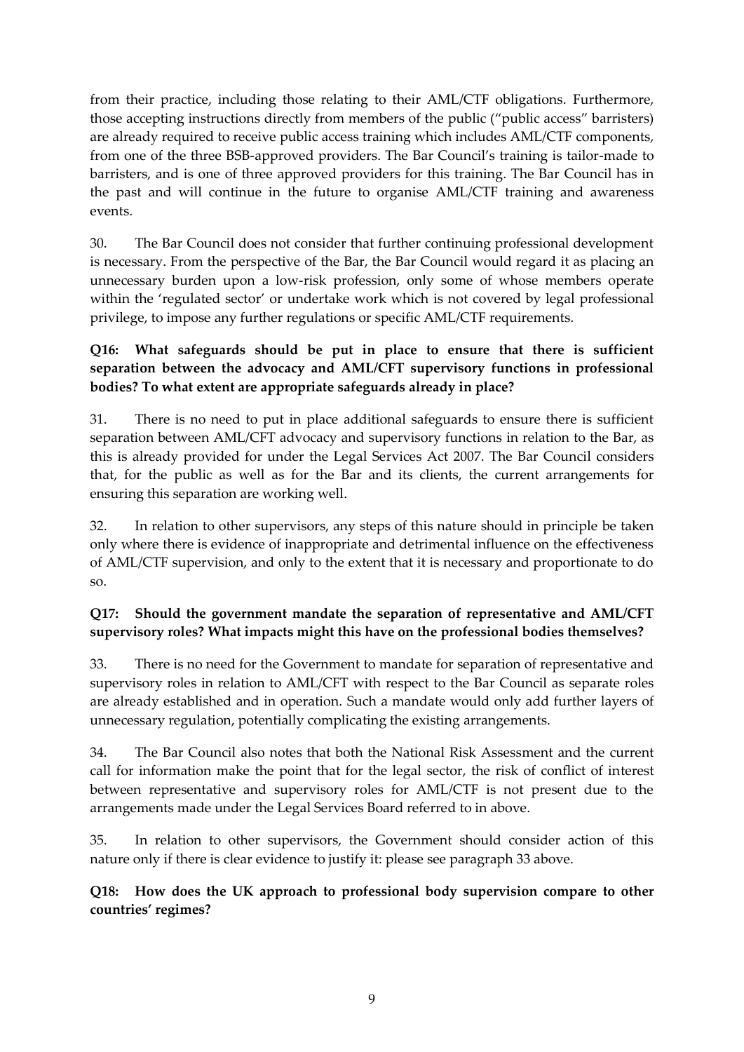from their practice, including those relating to their AML/CTF obligations. Furthermore, those accepting instructions directly from members of the public ("public access" barristers) are already required to receive public access training which includes AML/CTF components, from one of the three BSB-approved providers. The Bar Council's training is tailor-made to barristers, and is one of three approved providers for this training. The Bar Council has in the past and will continue in the future to organise AML/CTF training and awareness events.

30. The Bar Council does not consider that further continuing professional development is necessary. From the perspective of the Bar, the Bar Council would regard it as placing an unnecessary burden upon a low-risk profession, only some of whose members operate within the 'regulated sector' or undertake work which is not covered by legal professional privilege, to impose any further regulations or specific AML/CTF requirements.

**Q16: What safeguards should be put in place to ensure that there is sufficient separation between the advocacy and AML/CFT supervisory functions in professional bodies? To what extent are appropriate safeguards already in place?**

31. There is no need to put in place additional safeguards to ensure there is sufficient separation between AML/CFT advocacy and supervisory functions in relation to the Bar, as this is already provided for under the Legal Services Act 2007. The Bar Council considers that, for the public as well as for the Bar and its clients, the current arrangements for ensuring this separation are working well.

32. In relation to other supervisors, any steps of this nature should in principle be taken only where there is evidence of inappropriate and detrimental influence on the effectiveness of AML/CTF supervision, and only to the extent that it is necessary and proportionate to do so.

**Q17: Should the government mandate the separation of representative and AML/CFT supervisory roles? What impacts might this have on the professional bodies themselves?**

33. There is no need for the Government to mandate for separation of representative and supervisory roles in relation to AML/CFT with respect to the Bar Council as separate roles are already established and in operation. Such a mandate would only add further layers of unnecessary regulation, potentially complicating the existing arrangements.

34. The Bar Council also notes that both the National Risk Assessment and the current call for information make the point that for the legal sector, the risk of conflict of interest between representative and supervisory roles for AML/CTF is not present due to the arrangements made under the Legal Services Board referred to in above.

35. In relation to other supervisors, the Government should consider action of this nature only if there is clear evidence to justify it: please see paragraph 33 above.

**Q18: How does the UK approach to professional body supervision compare to other countries' regimes?**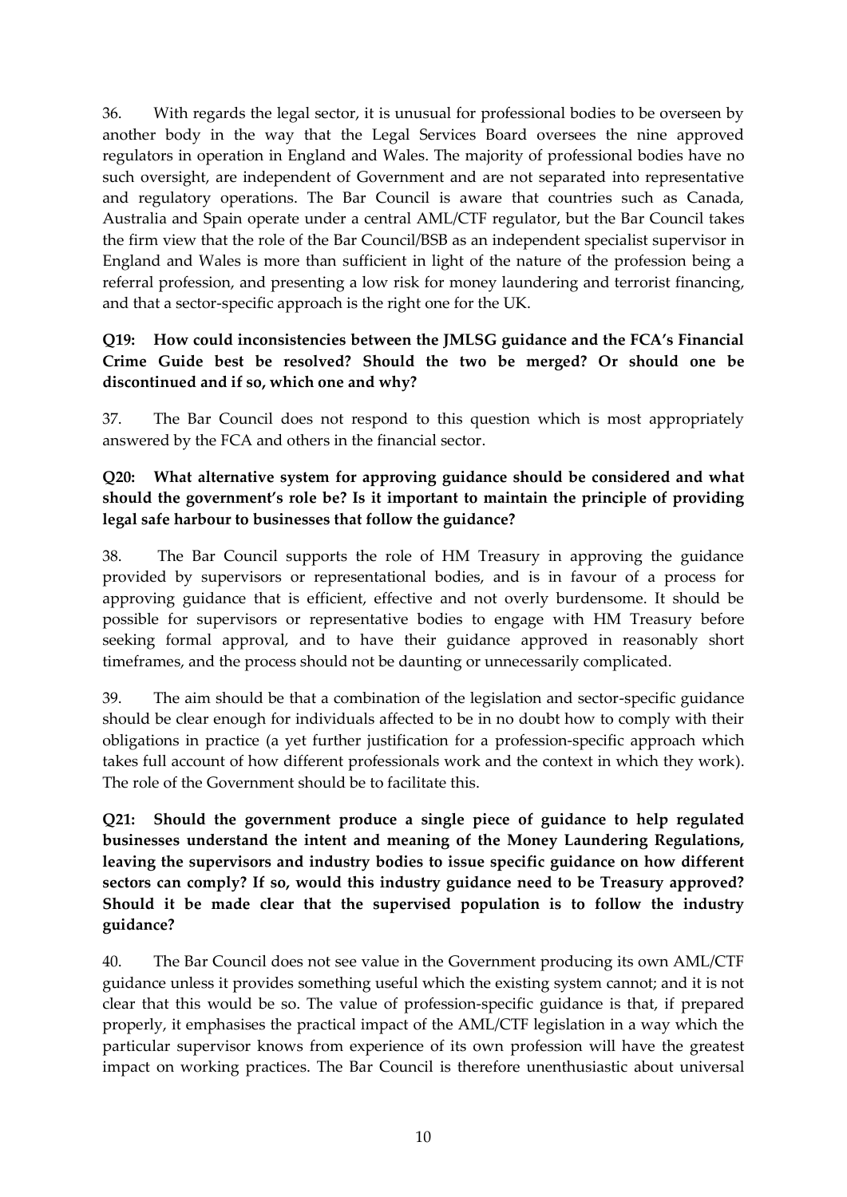36. With regards the legal sector, it is unusual for professional bodies to be overseen by another body in the way that the Legal Services Board oversees the nine approved regulators in operation in England and Wales. The majority of professional bodies have no such oversight, are independent of Government and are not separated into representative and regulatory operations. The Bar Council is aware that countries such as Canada, Australia and Spain operate under a central AML/CTF regulator, but the Bar Council takes the firm view that the role of the Bar Council/BSB as an independent specialist supervisor in England and Wales is more than sufficient in light of the nature of the profession being a referral profession, and presenting a low risk for money laundering and terrorist financing, and that a sector-specific approach is the right one for the UK.

**Q19: How could inconsistencies between the JMLSG guidance and the FCA's Financial Crime Guide best be resolved? Should the two be merged? Or should one be discontinued and if so, which one and why?**

37. The Bar Council does not respond to this question which is most appropriately answered by the FCA and others in the financial sector.

**Q20: What alternative system for approving guidance should be considered and what should the government's role be? Is it important to maintain the principle of providing legal safe harbour to businesses that follow the guidance?**

38. The Bar Council supports the role of HM Treasury in approving the guidance provided by supervisors or representational bodies, and is in favour of a process for approving guidance that is efficient, effective and not overly burdensome. It should be possible for supervisors or representative bodies to engage with HM Treasury before seeking formal approval, and to have their guidance approved in reasonably short timeframes, and the process should not be daunting or unnecessarily complicated.

39. The aim should be that a combination of the legislation and sector-specific guidance should be clear enough for individuals affected to be in no doubt how to comply with their obligations in practice (a yet further justification for a profession-specific approach which takes full account of how different professionals work and the context in which they work). The role of the Government should be to facilitate this.

**Q21: Should the government produce a single piece of guidance to help regulated businesses understand the intent and meaning of the Money Laundering Regulations, leaving the supervisors and industry bodies to issue specific guidance on how different sectors can comply? If so, would this industry guidance need to be Treasury approved? Should it be made clear that the supervised population is to follow the industry guidance?**

40. The Bar Council does not see value in the Government producing its own AML/CTF guidance unless it provides something useful which the existing system cannot; and it is not clear that this would be so. The value of profession-specific guidance is that, if prepared properly, it emphasises the practical impact of the AML/CTF legislation in a way which the particular supervisor knows from experience of its own profession will have the greatest impact on working practices. The Bar Council is therefore unenthusiastic about universal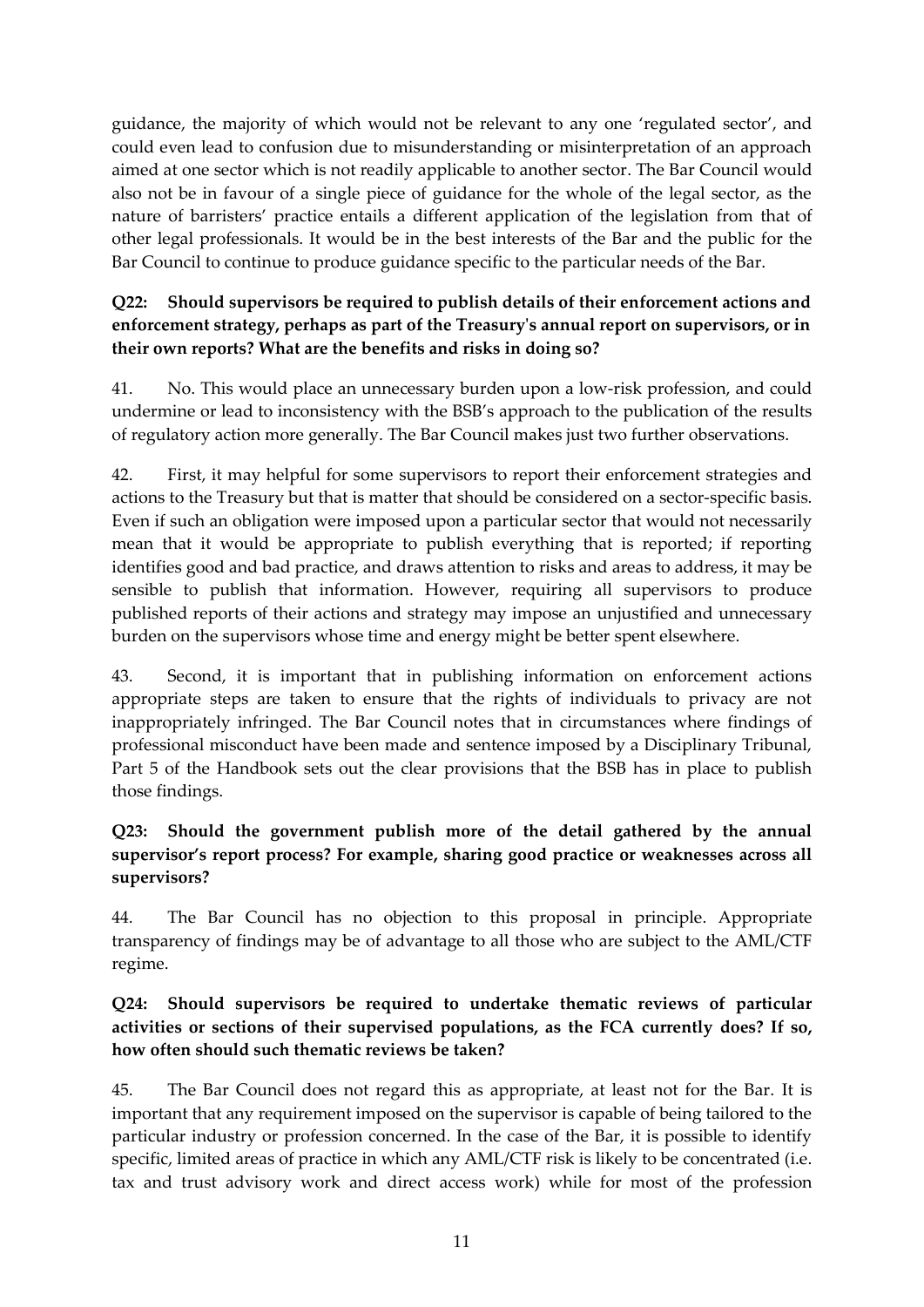guidance, the majority of which would not be relevant to any one 'regulated sector', and could even lead to confusion due to misunderstanding or misinterpretation of an approach aimed at one sector which is not readily applicable to another sector. The Bar Council would also not be in favour of a single piece of guidance for the whole of the legal sector, as the nature of barristers' practice entails a different application of the legislation from that of other legal professionals. It would be in the best interests of the Bar and the public for the Bar Council to continue to produce guidance specific to the particular needs of the Bar.

**Q22: Should supervisors be required to publish details of their enforcement actions and enforcement strategy, perhaps as part of the Treasury's annual report on supervisors, or in their own reports? What are the benefits and risks in doing so?**

41. No. This would place an unnecessary burden upon a low-risk profession, and could undermine or lead to inconsistency with the BSB's approach to the publication of the results of regulatory action more generally. The Bar Council makes just two further observations.

42. First, it may helpful for some supervisors to report their enforcement strategies and actions to the Treasury but that is matter that should be considered on a sector-specific basis. Even if such an obligation were imposed upon a particular sector that would not necessarily mean that it would be appropriate to publish everything that is reported; if reporting identifies good and bad practice, and draws attention to risks and areas to address, it may be sensible to publish that information. However, requiring all supervisors to produce published reports of their actions and strategy may impose an unjustified and unnecessary burden on the supervisors whose time and energy might be better spent elsewhere.

43. Second, it is important that in publishing information on enforcement actions appropriate steps are taken to ensure that the rights of individuals to privacy are not inappropriately infringed. The Bar Council notes that in circumstances where findings of professional misconduct have been made and sentence imposed by a Disciplinary Tribunal, Part 5 of the Handbook sets out the clear provisions that the BSB has in place to publish those findings.

**Q23: Should the government publish more of the detail gathered by the annual supervisor's report process? For example, sharing good practice or weaknesses across all supervisors?**

44. The Bar Council has no objection to this proposal in principle. Appropriate transparency of findings may be of advantage to all those who are subject to the AML/CTF regime.

**Q24: Should supervisors be required to undertake thematic reviews of particular activities or sections of their supervised populations, as the FCA currently does? If so, how often should such thematic reviews be taken?**

45. The Bar Council does not regard this as appropriate, at least not for the Bar. It is important that any requirement imposed on the supervisor is capable of being tailored to the particular industry or profession concerned. In the case of the Bar, it is possible to identify specific, limited areas of practice in which any AML/CTF risk is likely to be concentrated (i.e. tax and trust advisory work and direct access work) while for most of the profession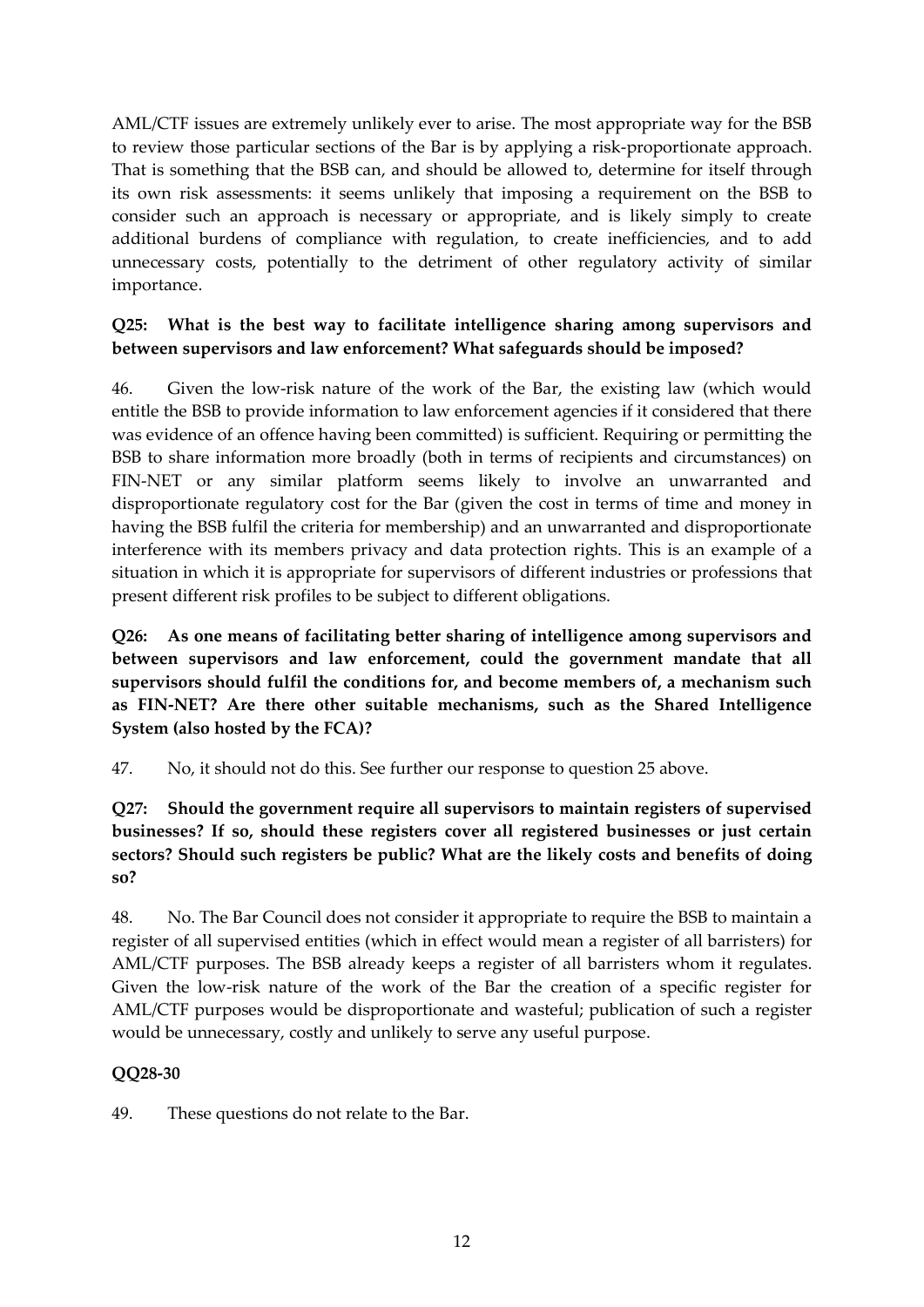AML/CTF issues are extremely unlikely ever to arise. The most appropriate way for the BSB to review those particular sections of the Bar is by applying a risk-proportionate approach. That is something that the BSB can, and should be allowed to, determine for itself through its own risk assessments: it seems unlikely that imposing a requirement on the BSB to consider such an approach is necessary or appropriate, and is likely simply to create additional burdens of compliance with regulation, to create inefficiencies, and to add unnecessary costs, potentially to the detriment of other regulatory activity of similar importance.

**Q25: What is the best way to facilitate intelligence sharing among supervisors and between supervisors and law enforcement? What safeguards should be imposed?**

46. Given the low-risk nature of the work of the Bar, the existing law (which would entitle the BSB to provide information to law enforcement agencies if it considered that there was evidence of an offence having been committed) is sufficient. Requiring or permitting the BSB to share information more broadly (both in terms of recipients and circumstances) on FIN-NET or any similar platform seems likely to involve an unwarranted and disproportionate regulatory cost for the Bar (given the cost in terms of time and money in having the BSB fulfil the criteria for membership) and an unwarranted and disproportionate interference with its members privacy and data protection rights. This is an example of a situation in which it is appropriate for supervisors of different industries or professions that present different risk profiles to be subject to different obligations.

**Q26: As one means of facilitating better sharing of intelligence among supervisors and between supervisors and law enforcement, could the government mandate that all supervisors should fulfil the conditions for, and become members of, a mechanism such as FIN-NET? Are there other suitable mechanisms, such as the Shared Intelligence System (also hosted by the FCA)?**

47. No, it should not do this. See further our response to question 25 above.

**Q27: Should the government require all supervisors to maintain registers of supervised businesses? If so, should these registers cover all registered businesses or just certain sectors? Should such registers be public? What are the likely costs and benefits of doing so?**

48. No. The Bar Council does not consider it appropriate to require the BSB to maintain a register of all supervised entities (which in effect would mean a register of all barristers) for AML/CTF purposes. The BSB already keeps a register of all barristers whom it regulates. Given the low-risk nature of the work of the Bar the creation of a specific register for AML/CTF purposes would be disproportionate and wasteful; publication of such a register would be unnecessary, costly and unlikely to serve any useful purpose.

**QQ28-30**

49. These questions do not relate to the Bar.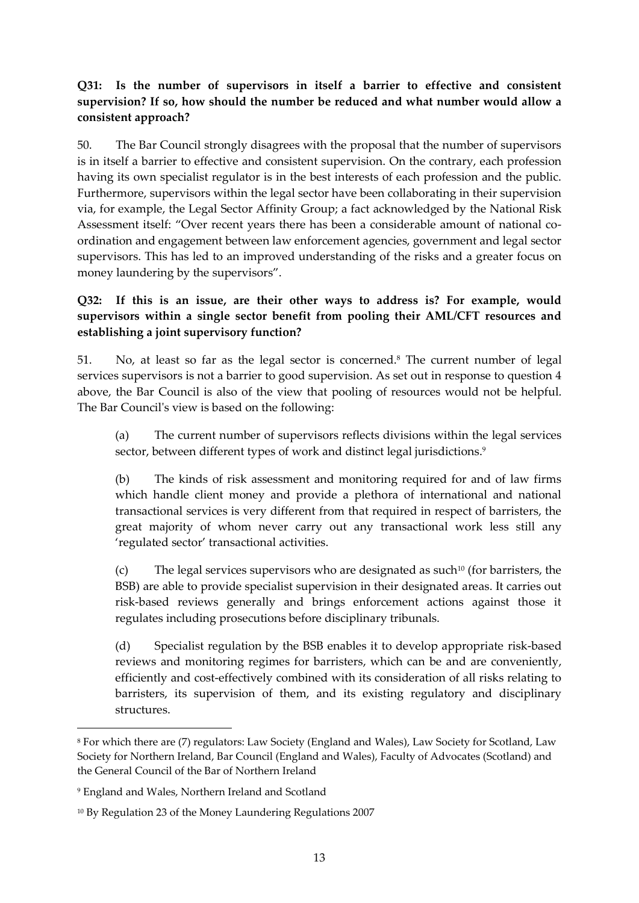**Q31: Is the number of supervisors in itself a barrier to effective and consistent supervision? If so, how should the number be reduced and what number would allow a consistent approach?**

50. The Bar Council strongly disagrees with the proposal that the number of supervisors is in itself a barrier to effective and consistent supervision. On the contrary, each profession having its own specialist regulator is in the best interests of each profession and the public. Furthermore, supervisors within the legal sector have been collaborating in their supervision via, for example, the Legal Sector Affinity Group; a fact acknowledged by the National Risk Assessment itself: "Over recent years there has been a considerable amount of national co-ordination and engagement between law enforcement agencies, government and legal sector supervisors. This has led to an improved understanding of the risks and a greater focus on money laundering by the supervisors".

**Q32: If this is an issue, are their other ways to address is? For example, would supervisors within a single sector benefit from pooling their AML/CFT resources and establishing a joint supervisory function?**

51. No, at least so far as the legal sector is concerned.[8] The current number of legal services supervisors is not a barrier to good supervision. As set out in response to question 4 above, the Bar Council is also of the view that pooling of resources would not be helpful. The Bar Council's view is based on the following:

(a) The current number of supervisors reflects divisions within the legal services sector, between different types of work and distinct legal jurisdictions.[9]

(b) The kinds of risk assessment and monitoring required for and of law firms which handle client money and provide a plethora of international and national transactional services is very different from that required in respect of barristers, the great majority of whom never carry out any transactional work less still any 'regulated sector' transactional activities.

(c) The legal services supervisors who are designated as such[10] (for barristers, the BSB) are able to provide specialist supervision in their designated areas. It carries out risk-based reviews generally and brings enforcement actions against those it regulates including prosecutions before disciplinary tribunals.

(d) Specialist regulation by the BSB enables it to develop appropriate risk-based reviews and monitoring regimes for barristers, which can be and are conveniently, efficiently and cost-effectively combined with its consideration of all risks relating to barristers, its supervision of them, and its existing regulatory and disciplinary structures.

---

[8] For which there are (7) regulators: Law Society (England and Wales), Law Society for Scotland, Law Society for Northern Ireland, Bar Council (England and Wales), Faculty of Advocates (Scotland) and the General Council of the Bar of Northern Ireland

[9] England and Wales, Northern Ireland and Scotland

[10] By Regulation 23 of the Money Laundering Regulations 2007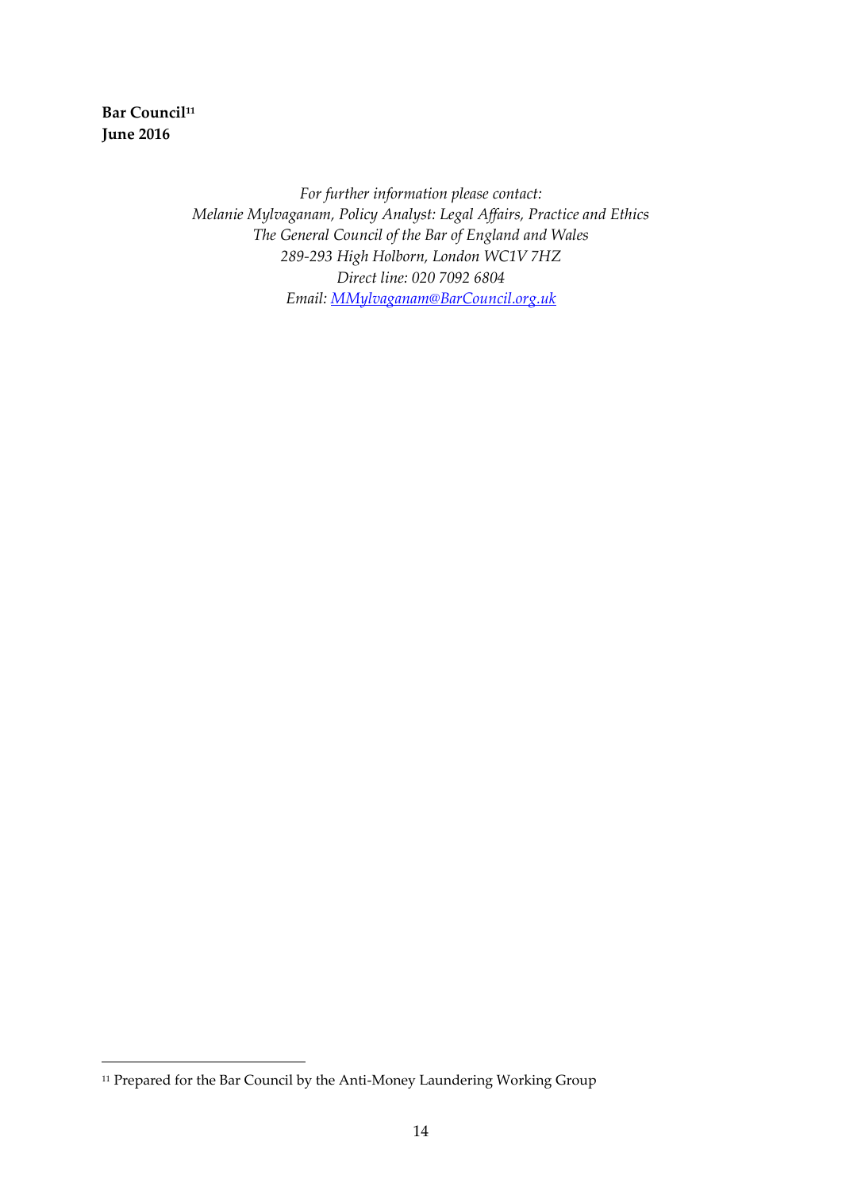**Bar Council**[11]
**June 2016**

*For further information please contact:*
*Melanie Mylvaganam, Policy Analyst: Legal Affairs, Practice and Ethics*
*The General Council of the Bar of England and Wales*
*289-293 High Holborn, London WC1V 7HZ*
*Direct line: 020 7092 6804*
*Email: MMylvaganam@BarCouncil.org.uk*

[11] Prepared for the Bar Council by the Anti-Money Laundering Working Group